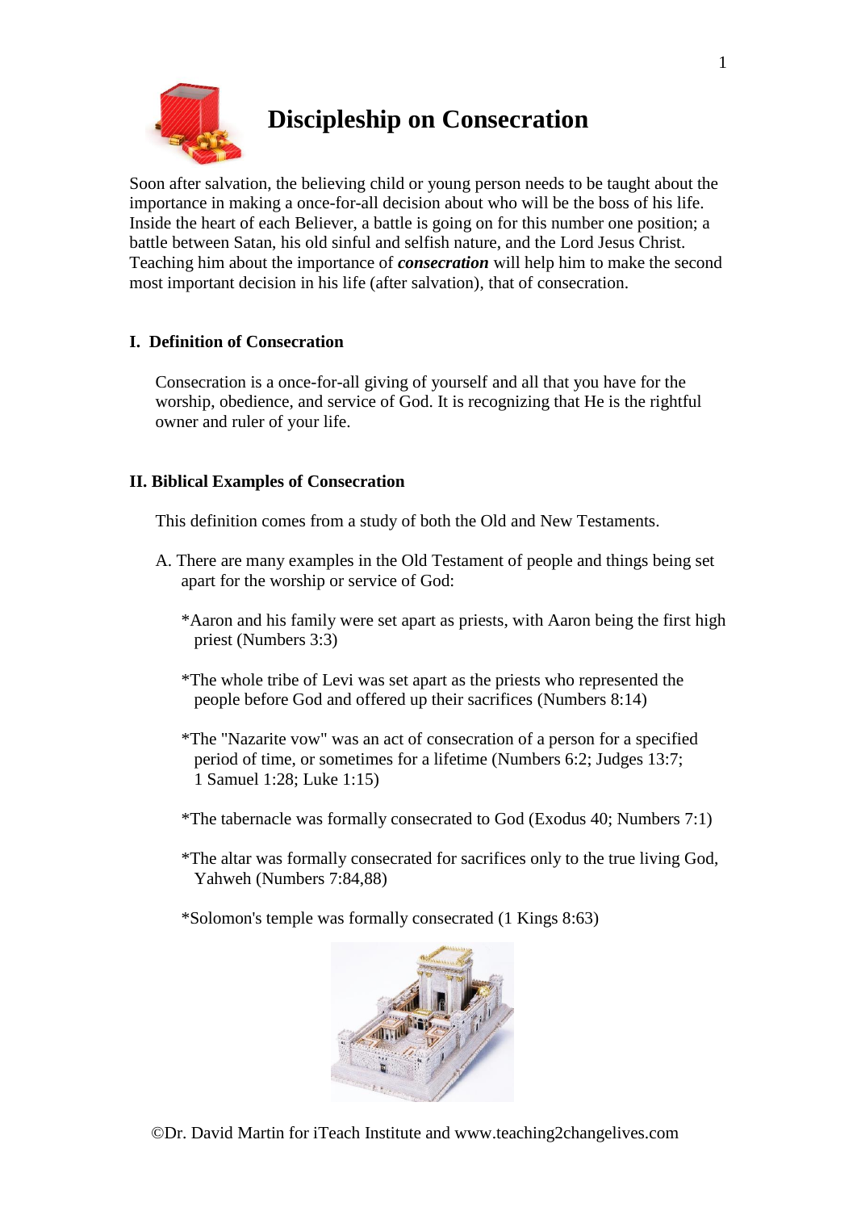# Discipleship on Consecration

Soon after salvation, the believing child or young person needs to be taught about the importance in making a once-for-all decision about who will be the boss of his life. Inside the heart of each Believer, a battle is going on for this number one position; a battle between Satan, his old sinful and selfish nature, and the Lord Jesus Christ. Teaching him about the importance of ***consecration*** will help him to make the second most important decision in his life (after salvation), that of consecration.

## I. Definition of Consecration

Consecration is a once-for-all giving of yourself and all that you have for the worship, obedience, and service of God. It is recognizing that He is the rightful owner and ruler of your life.

## II. Biblical Examples of Consecration

This definition comes from a study of both the Old and New Testaments.

A. There are many examples in the Old Testament of people and things being set apart for the worship or service of God:

*Aaron and his family were set apart as priests, with Aaron being the first high priest (Numbers 3:3)

*The whole tribe of Levi was set apart as the priests who represented the people before God and offered up their sacrifices (Numbers 8:14)

*The "Nazarite vow" was an act of consecration of a person for a specified period of time, or sometimes for a lifetime (Numbers 6:2; Judges 13:7; 1 Samuel 1:28; Luke 1:15)

*The tabernacle was formally consecrated to God (Exodus 40; Numbers 7:1)

*The altar was formally consecrated for sacrifices only to the true living God, Yahweh (Numbers 7:84,88)

*Solomon's temple was formally consecrated (1 Kings 8:63)

©Dr. David Martin for iTeach Institute and www.teaching2changelives.com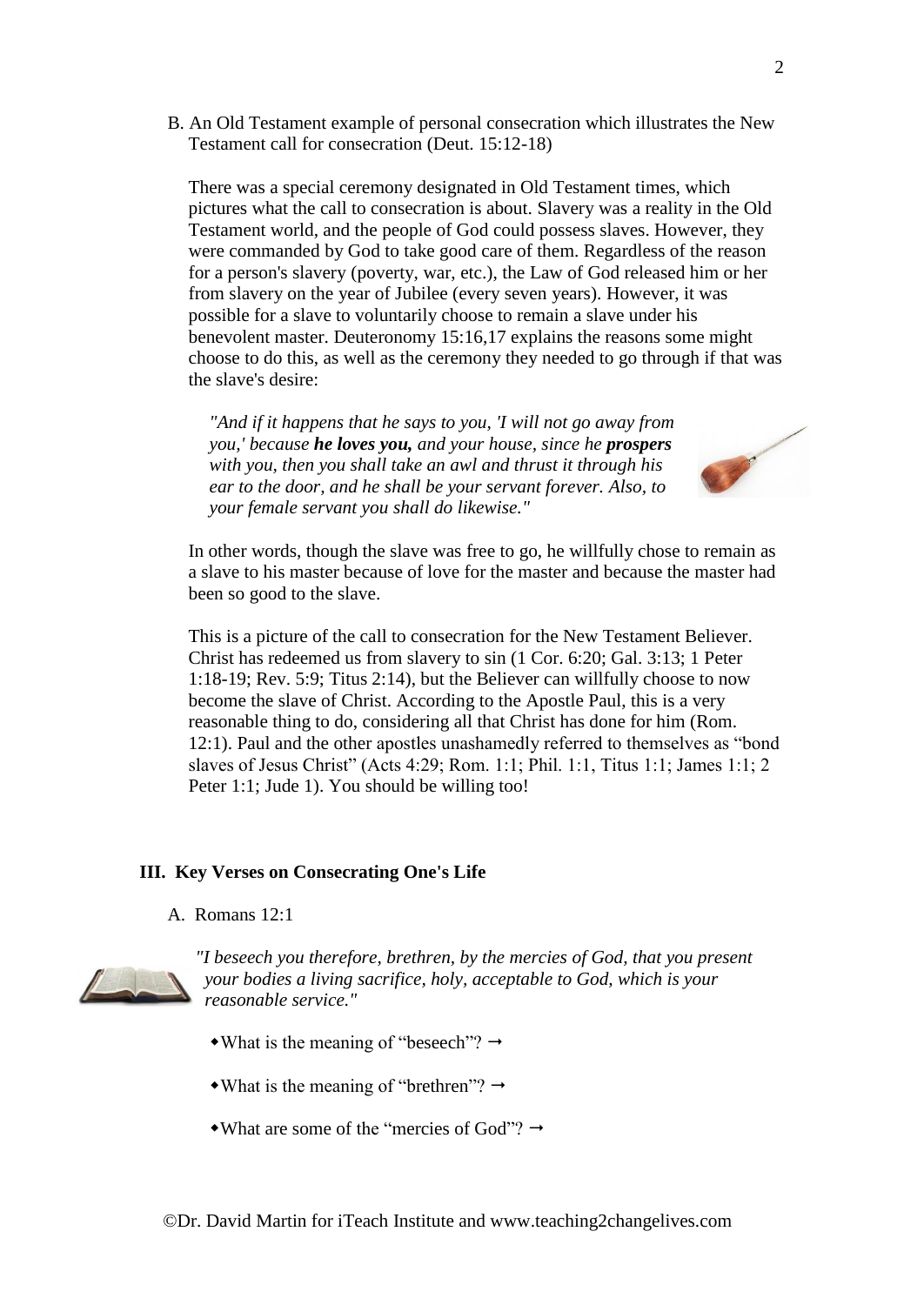B. An Old Testament example of personal consecration which illustrates the New Testament call for consecration (Deut. 15:12-18)

There was a special ceremony designated in Old Testament times, which pictures what the call to consecration is about. Slavery was a reality in the Old Testament world, and the people of God could possess slaves. However, they were commanded by God to take good care of them. Regardless of the reason for a person's slavery (poverty, war, etc.), the Law of God released him or her from slavery on the year of Jubilee (every seven years). However, it was possible for a slave to voluntarily choose to remain a slave under his benevolent master. Deuteronomy 15:16,17 explains the reasons some might choose to do this, as well as the ceremony they needed to go through if that was the slave's desire:

> *"And if it happens that he says to you, 'I will not go away from you,' because* ***he loves you,*** *and your house, since he* ***prospers*** *with you, then you shall take an awl and thrust it through his ear to the door, and he shall be your servant forever. Also, to your female servant you shall do likewise."*

In other words, though the slave was free to go, he willfully chose to remain as a slave to his master because of love for the master and because the master had been so good to the slave.

This is a picture of the call to consecration for the New Testament Believer. Christ has redeemed us from slavery to sin (1 Cor. 6:20; Gal. 3:13; 1 Peter 1:18-19; Rev. 5:9; Titus 2:14), but the Believer can willfully choose to now become the slave of Christ. According to the Apostle Paul, this is a very reasonable thing to do, considering all that Christ has done for him (Rom. 12:1). Paul and the other apostles unashamedly referred to themselves as "bond slaves of Jesus Christ" (Acts 4:29; Rom. 1:1; Phil. 1:1, Titus 1:1; James 1:1; 2 Peter 1:1; Jude 1). You should be willing too!

## III. Key Verses on Consecrating One's Life

A. Romans 12:1

> *"I beseech you therefore, brethren, by the mercies of God, that you present your bodies a living sacrifice, holy, acceptable to God, which is your reasonable service."*

- What is the meaning of "beseech"? →
- What is the meaning of "brethren"? →
- What are some of the "mercies of God"? →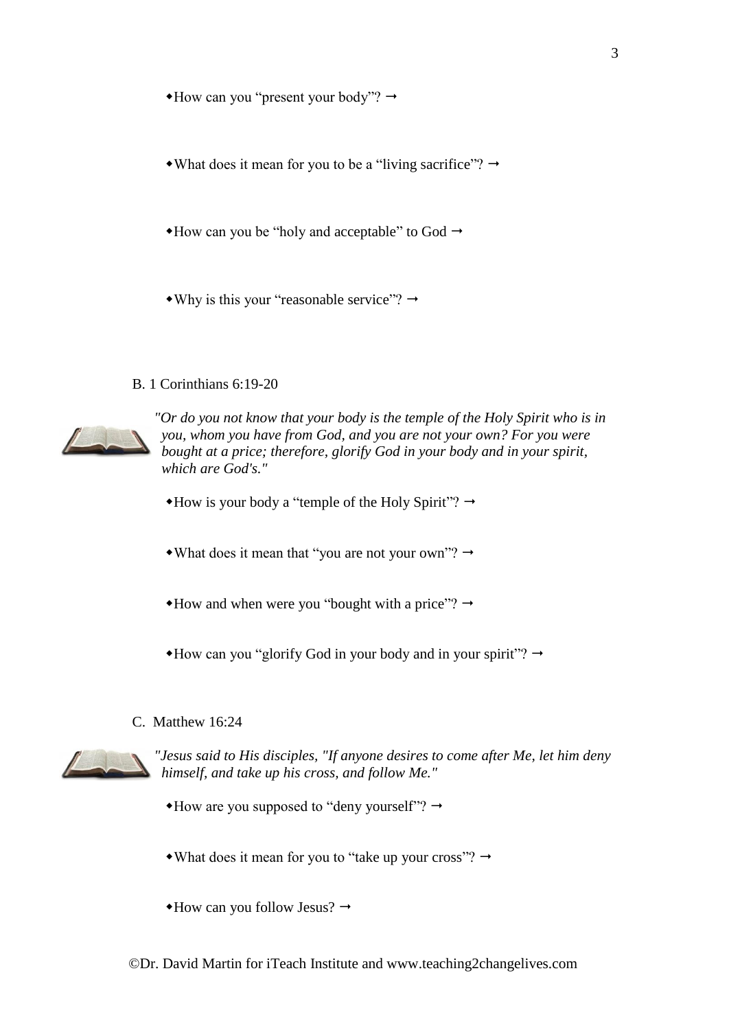- ◆How can you "present your body"? →

- ◆What does it mean for you to be a "living sacrifice"? →

- ◆How can you be "holy and acceptable" to God →

- ◆Why is this your "reasonable service"? →

B. 1 Corinthians 6:19-20

*"Or do you not know that your body is the temple of the Holy Spirit who is in you, whom you have from God, and you are not your own? For you were bought at a price; therefore, glorify God in your body and in your spirit, which are God's."*

- ◆How is your body a "temple of the Holy Spirit"? →

- ◆What does it mean that "you are not your own"? →

- ◆How and when were you "bought with a price"? →

- ◆How can you "glorify God in your body and in your spirit"? →

C. Matthew 16:24

*"Jesus said to His disciples, "If anyone desires to come after Me, let him deny himself, and take up his cross, and follow Me."*

- ◆How are you supposed to "deny yourself"? →

- ◆What does it mean for you to "take up your cross"? →

- ◆How can you follow Jesus? →

©Dr. David Martin for iTeach Institute and www.teaching2changelives.com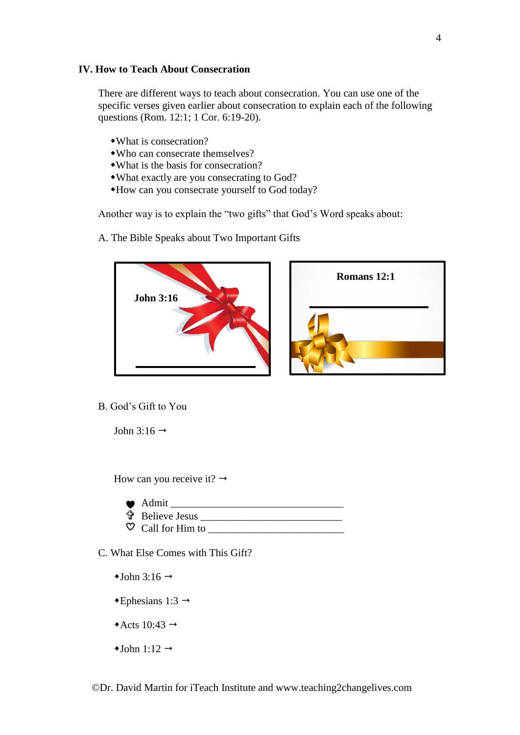## IV. How to Teach About Consecration

There are different ways to teach about consecration. You can use one of the specific verses given earlier about consecration to explain each of the following questions (Rom. 12:1; 1 Cor. 6:19-20).

- What is consecration?
- Who can consecrate themselves?
- What is the basis for consecration?
- What exactly are you consecrating to God?
- How can you consecrate yourself to God today?

Another way is to explain the "two gifts" that God's Word speaks about:

A. The Bible Speaks about Two Important Gifts

**John 3:16**

______________________________

**Romans 12:1**

______________________________

B. God's Gift to You

John 3:16 →

How can you receive it? →

- Admit ___________________________________
- Believe Jesus ____________________________
- Call for Him to ___________________________

C. What Else Comes with This Gift?

- John 3:16 →
- Ephesians 1:3 →
- Acts 10:43 →
- John 1:12 →

©Dr. David Martin for iTeach Institute and www.teaching2changelives.com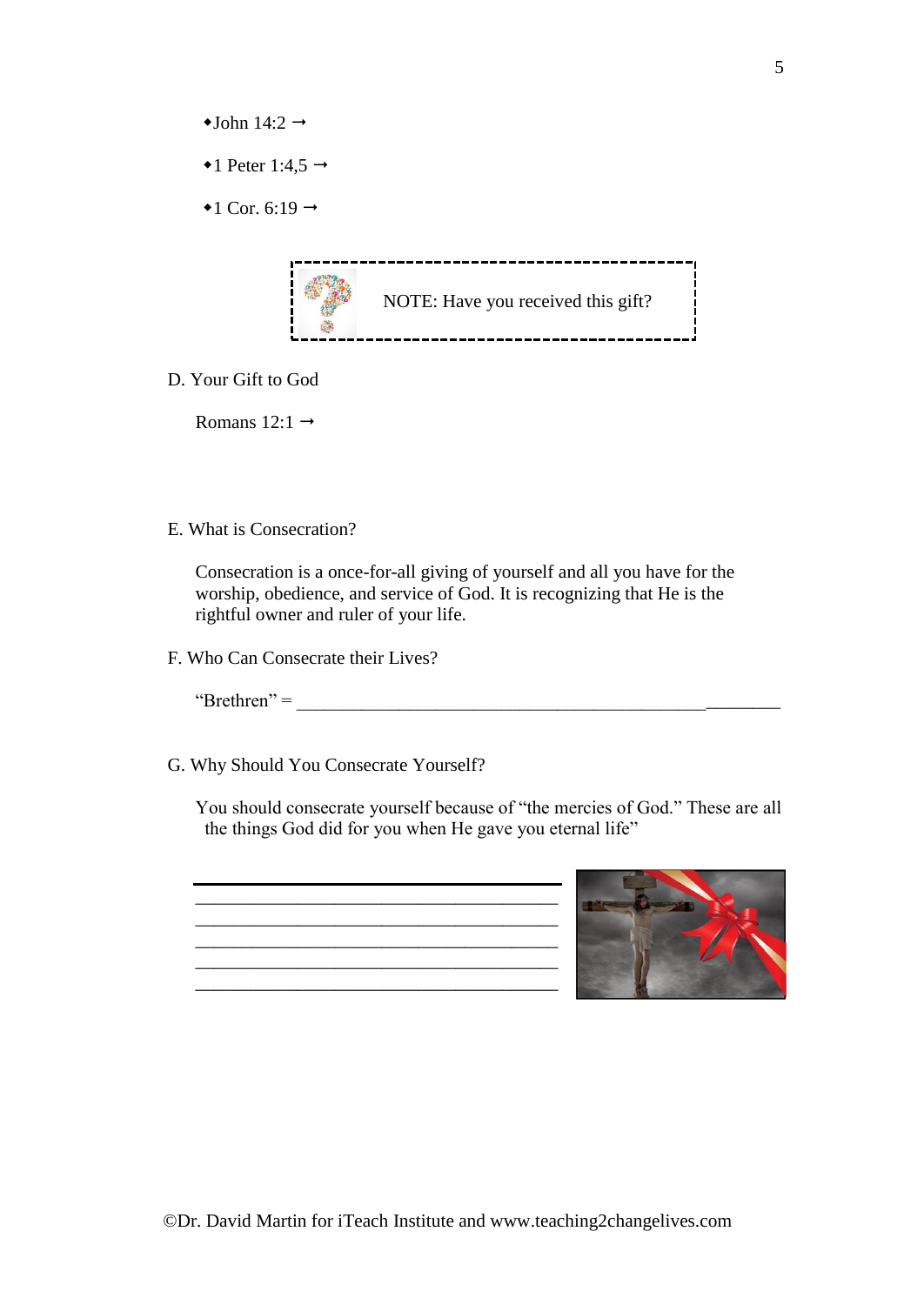- John 14:2 →
- 1 Peter 1:4,5 →
- 1 Cor. 6:19 →

NOTE: Have you received this gift?

D. Your Gift to God

Romans 12:1 →

E. What is Consecration?

Consecration is a once-for-all giving of yourself and all you have for the worship, obedience, and service of God. It is recognizing that He is the rightful owner and ruler of your life.

F. Who Can Consecrate their Lives?

"Brethren" = ______________________________________________________

G. Why Should You Consecrate Yourself?

You should consecrate yourself because of "the mercies of God." These are all the things God did for you when He gave you eternal life"

________________________________________
________________________________________
________________________________________
________________________________________
________________________________________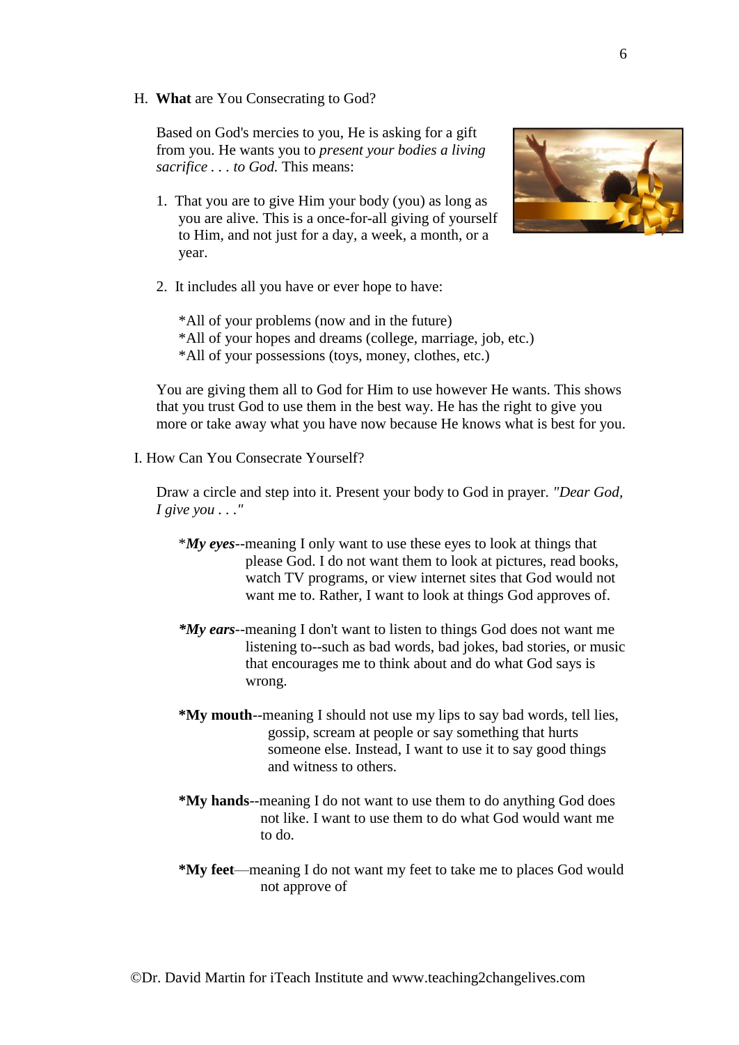H. **What** are You Consecrating to God?

Based on God's mercies to you, He is asking for a gift from you. He wants you to *present your bodies a living sacrifice . . . to God.* This means:

1. That you are to give Him your body (you) as long as you are alive. This is a once-for-all giving of yourself to Him, and not just for a day, a week, a month, or a year.

2. It includes all you have or ever hope to have:

   *All of your problems (now and in the future)
   *All of your hopes and dreams (college, marriage, job, etc.)
   *All of your possessions (toys, money, clothes, etc.)

You are giving them all to God for Him to use however He wants. This shows that you trust God to use them in the best way. He has the right to give you more or take away what you have now because He knows what is best for you.

I. How Can You Consecrate Yourself?

Draw a circle and step into it. Present your body to God in prayer. *"Dear God, I give you . . ."*

*_**My eyes**_--meaning I only want to use these eyes to look at things that please God. I do not want them to look at pictures, read books, watch TV programs, or view internet sites that God would not want me to. Rather, I want to look at things God approves of.

_***My ears**_--meaning I don't want to listen to things God does not want me listening to--such as bad words, bad jokes, bad stories, or music that encourages me to think about and do what God says is wrong.

**\*My mouth**--meaning I should not use my lips to say bad words, tell lies, gossip, scream at people or say something that hurts someone else. Instead, I want to use it to say good things and witness to others.

**\*My hands**--meaning I do not want to use them to do anything God does not like. I want to use them to do what God would want me to do.

**\*My feet**—meaning I do not want my feet to take me to places God would not approve of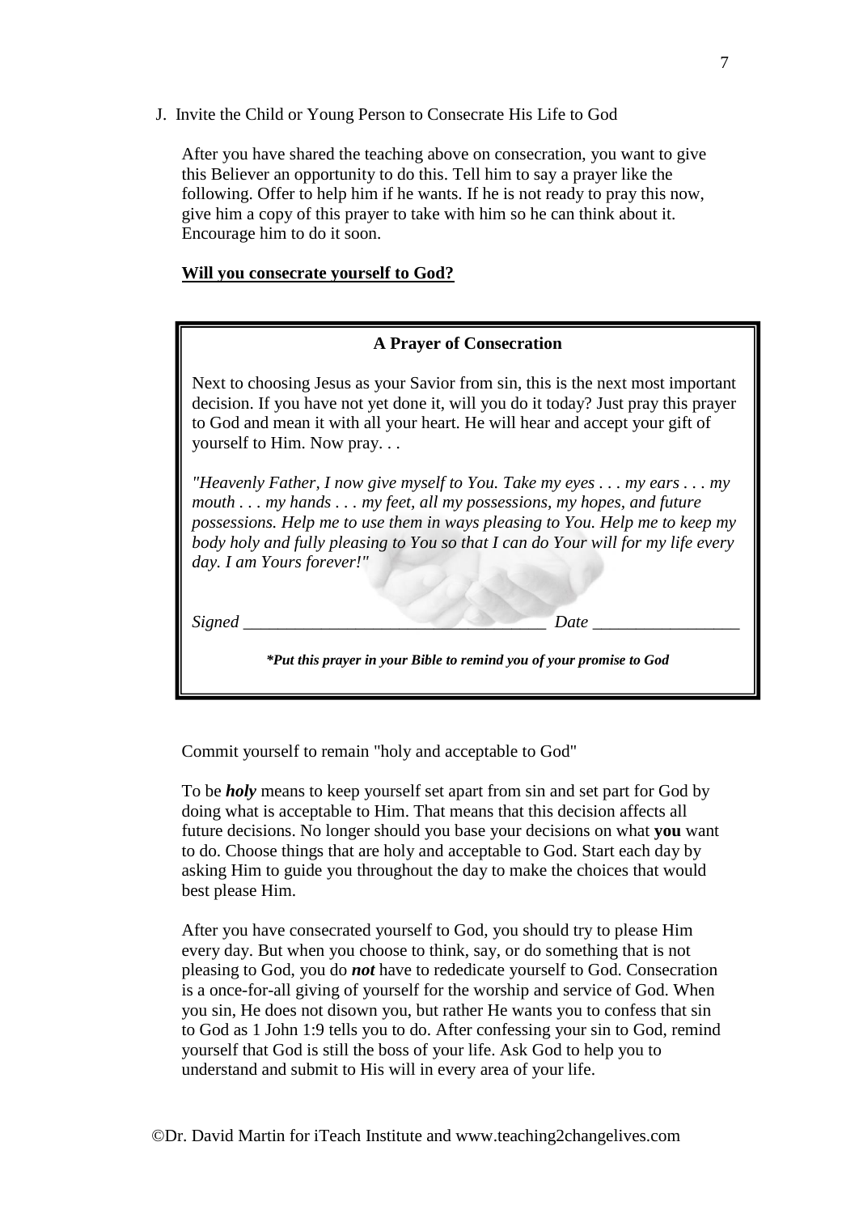J. Invite the Child or Young Person to Consecrate His Life to God

After you have shared the teaching above on consecration, you want to give this Believer an opportunity to do this. Tell him to say a prayer like the following. Offer to help him if he wants. If he is not ready to pray this now, give him a copy of this prayer to take with him so he can think about it. Encourage him to do it soon.

**Will you consecrate yourself to God?**

**A Prayer of Consecration**

Next to choosing Jesus as your Savior from sin, this is the next most important decision. If you have not yet done it, will you do it today? Just pray this prayer to God and mean it with all your heart. He will hear and accept your gift of yourself to Him. Now pray. . .

*"Heavenly Father, I now give myself to You. Take my eyes . . . my ears . . . my mouth . . . my hands . . . my feet, all my possessions, my hopes, and future possessions. Help me to use them in ways pleasing to You. Help me to keep my body holy and fully pleasing to You so that I can do Your will for my life every day. I am Yours forever!"*

*Signed* ___________________________________ *Date* _________________

***Put this prayer in your Bible to remind you of your promise to God***

Commit yourself to remain "holy and acceptable to God"

To be ***holy*** means to keep yourself set apart from sin and set part for God by doing what is acceptable to Him. That means that this decision affects all future decisions. No longer should you base your decisions on what **you** want to do. Choose things that are holy and acceptable to God. Start each day by asking Him to guide you throughout the day to make the choices that would best please Him.

After you have consecrated yourself to God, you should try to please Him every day. But when you choose to think, say, or do something that is not pleasing to God, you do ***not*** have to rededicate yourself to God. Consecration is a once-for-all giving of yourself for the worship and service of God. When you sin, He does not disown you, but rather He wants you to confess that sin to God as 1 John 1:9 tells you to do. After confessing your sin to God, remind yourself that God is still the boss of your life. Ask God to help you to understand and submit to His will in every area of your life.

©Dr. David Martin for iTeach Institute and www.teaching2changelives.com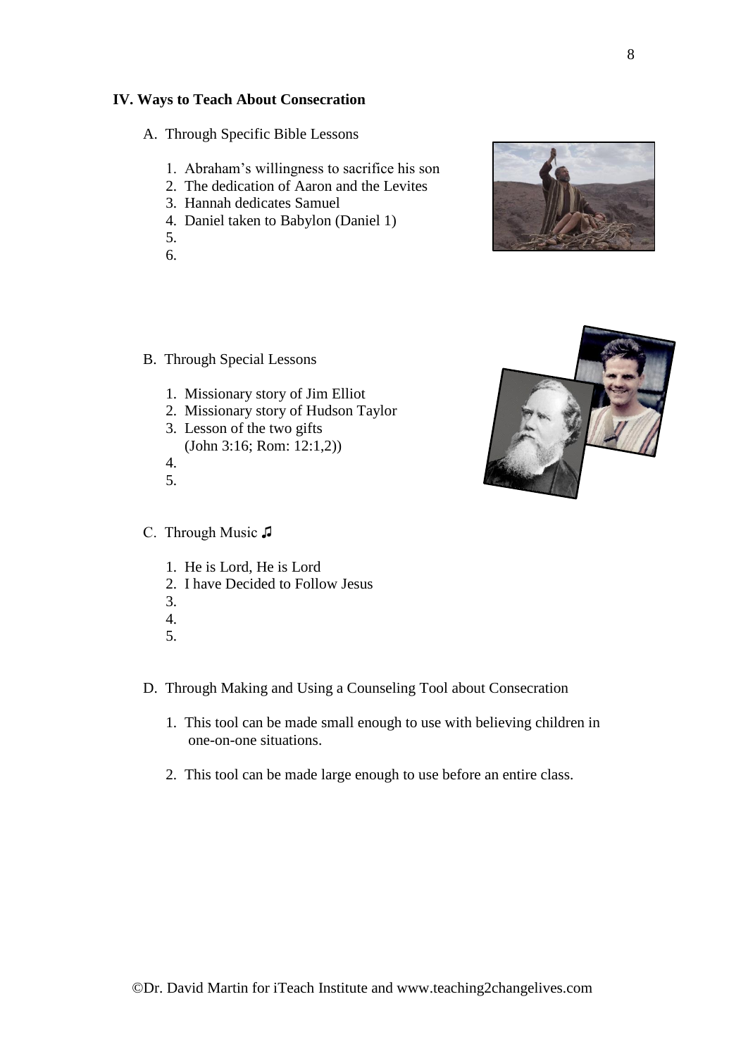## IV. Ways to Teach About Consecration

A. Through Specific Bible Lessons

1. Abraham's willingness to sacrifice his son
2. The dedication of Aaron and the Levites
3. Hannah dedicates Samuel
4. Daniel taken to Babylon (Daniel 1)
5. 
6. 

B. Through Special Lessons

1. Missionary story of Jim Elliot
2. Missionary story of Hudson Taylor
3. Lesson of the two gifts (John 3:16; Rom: 12:1,2))
4. 
5. 

C. Through Music ♫

1. He is Lord, He is Lord
2. I have Decided to Follow Jesus
3. 
4. 
5. 

D. Through Making and Using a Counseling Tool about Consecration

1. This tool can be made small enough to use with believing children in one-on-one situations.

2. This tool can be made large enough to use before an entire class.

©Dr. David Martin for iTeach Institute and www.teaching2changelives.com